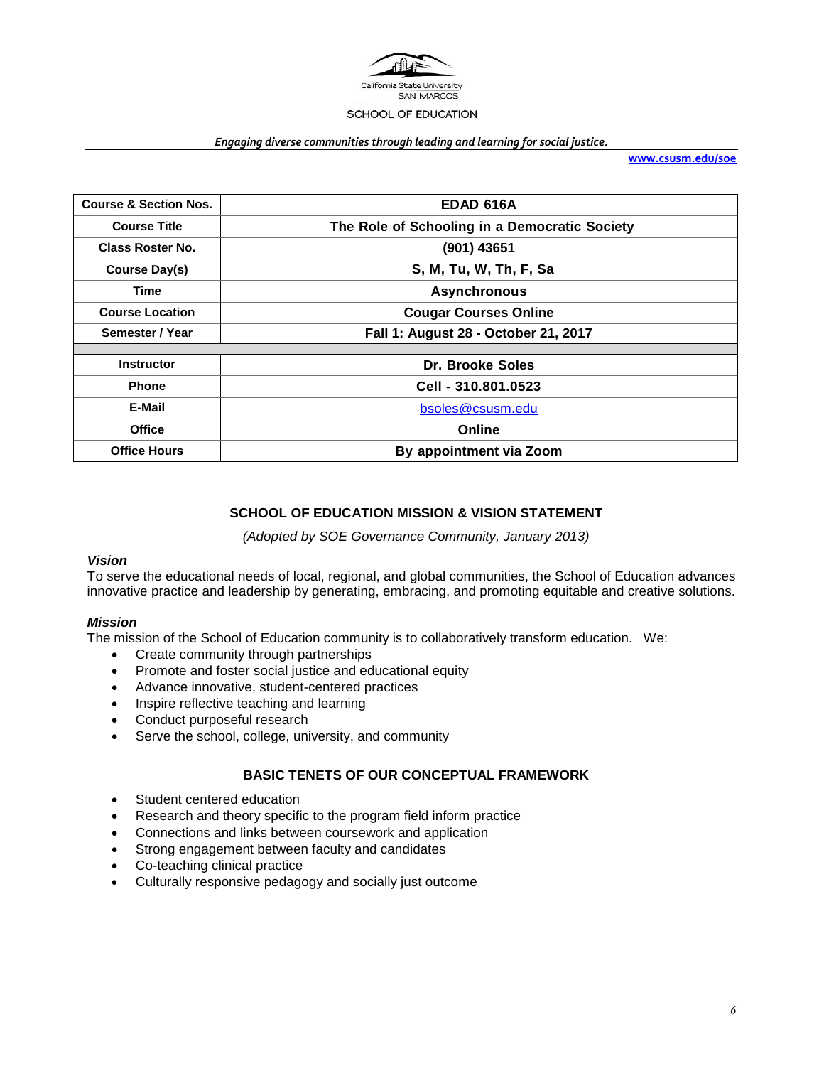California State University
SAN MARCOS

SCHOOL OF EDUCATION

*Engaging diverse communities through leading and learning for social justice.*

www.csusm.edu/soe

| Course & Section Nos. | EDAD 616A |
|---|---|
| Course Title | The Role of Schooling in a Democratic Society |
| Class Roster No. | (901) 43651 |
| Course Day(s) | S, M, Tu, W, Th, F, Sa |
| Time | Asynchronous |
| Course Location | Cougar Courses Online |
| Semester / Year | Fall 1: August 28 - October 21, 2017 |
| | |
| Instructor | Dr. Brooke Soles |
| Phone | Cell - 310.801.0523 |
| E-Mail | bsoles@csusm.edu |
| Office | Online |
| Office Hours | By appointment via Zoom |

## SCHOOL OF EDUCATION MISSION & VISION STATEMENT

*(Adopted by SOE Governance Community, January 2013)*

### *Vision*

To serve the educational needs of local, regional, and global communities, the School of Education advances innovative practice and leadership by generating, embracing, and promoting equitable and creative solutions.

### *Mission*

The mission of the School of Education community is to collaboratively transform education. We:

- Create community through partnerships
- Promote and foster social justice and educational equity
- Advance innovative, student-centered practices
- Inspire reflective teaching and learning
- Conduct purposeful research
- Serve the school, college, university, and community

## BASIC TENETS OF OUR CONCEPTUAL FRAMEWORK

- Student centered education
- Research and theory specific to the program field inform practice
- Connections and links between coursework and application
- Strong engagement between faculty and candidates
- Co-teaching clinical practice
- Culturally responsive pedagogy and socially just outcome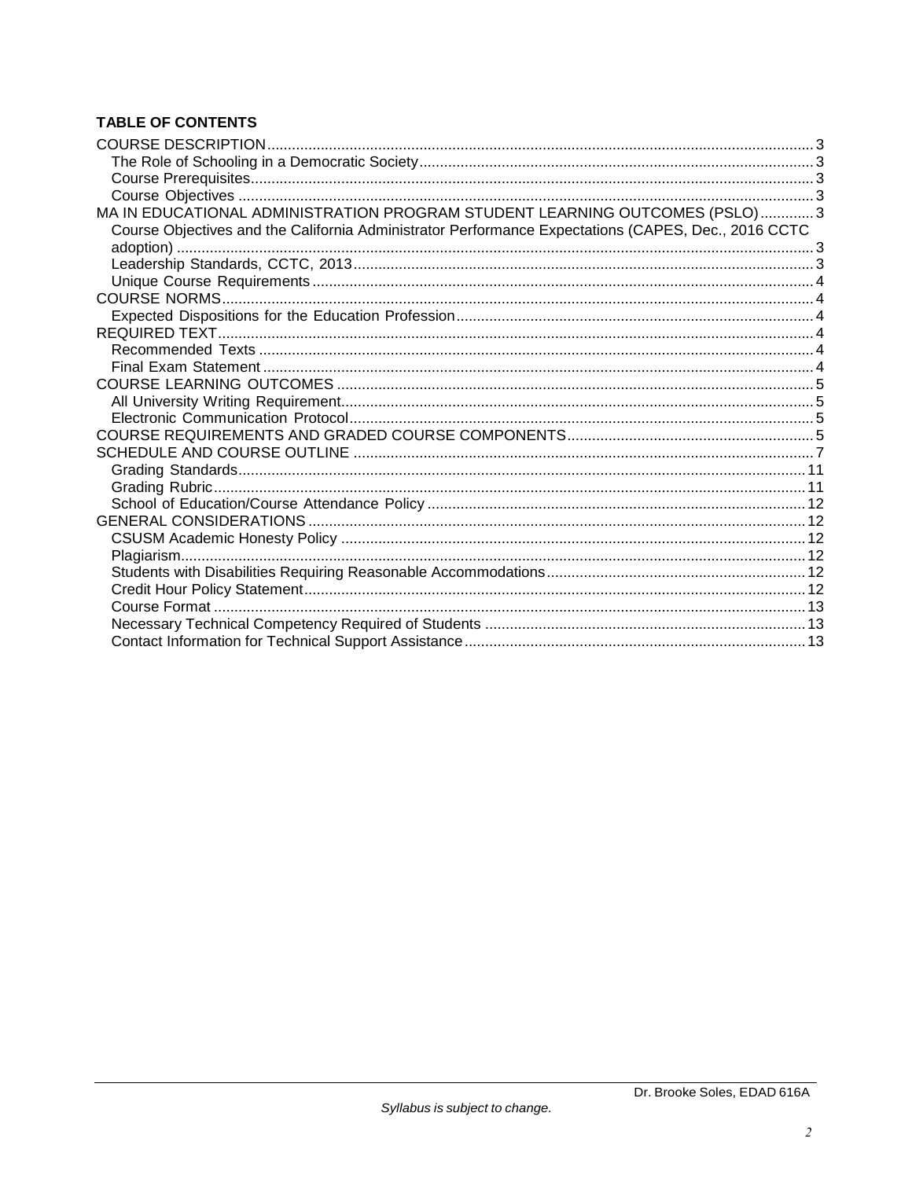**TABLE OF CONTENTS**

COURSE DESCRIPTION ... 3
- The Role of Schooling in a Democratic Society ... 3
- Course Prerequisites ... 3
- Course Objectives ... 3

MA IN EDUCATIONAL ADMINISTRATION PROGRAM STUDENT LEARNING OUTCOMES (PSLO) ... 3
- Course Objectives and the California Administrator Performance Expectations (CAPES, Dec., 2016 CCTC adoption) ... 3
- Leadership Standards, CCTC, 2013 ... 3
- Unique Course Requirements ... 4

COURSE NORMS ... 4
- Expected Dispositions for the Education Profession ... 4

REQUIRED TEXT ... 4
- Recommended Texts ... 4
- Final Exam Statement ... 4

COURSE LEARNING OUTCOMES ... 5
- All University Writing Requirement ... 5
- Electronic Communication Protocol ... 5

COURSE REQUIREMENTS AND GRADED COURSE COMPONENTS ... 5

SCHEDULE AND COURSE OUTLINE ... 7
- Grading Standards ... 11
- Grading Rubric ... 11
- School of Education/Course Attendance Policy ... 12

GENERAL CONSIDERATIONS ... 12
- CSUSM Academic Honesty Policy ... 12
- Plagiarism ... 12
- Students with Disabilities Requiring Reasonable Accommodations ... 12
- Credit Hour Policy Statement ... 12
- Course Format ... 13
- Necessary Technical Competency Required of Students ... 13
- Contact Information for Technical Support Assistance ... 13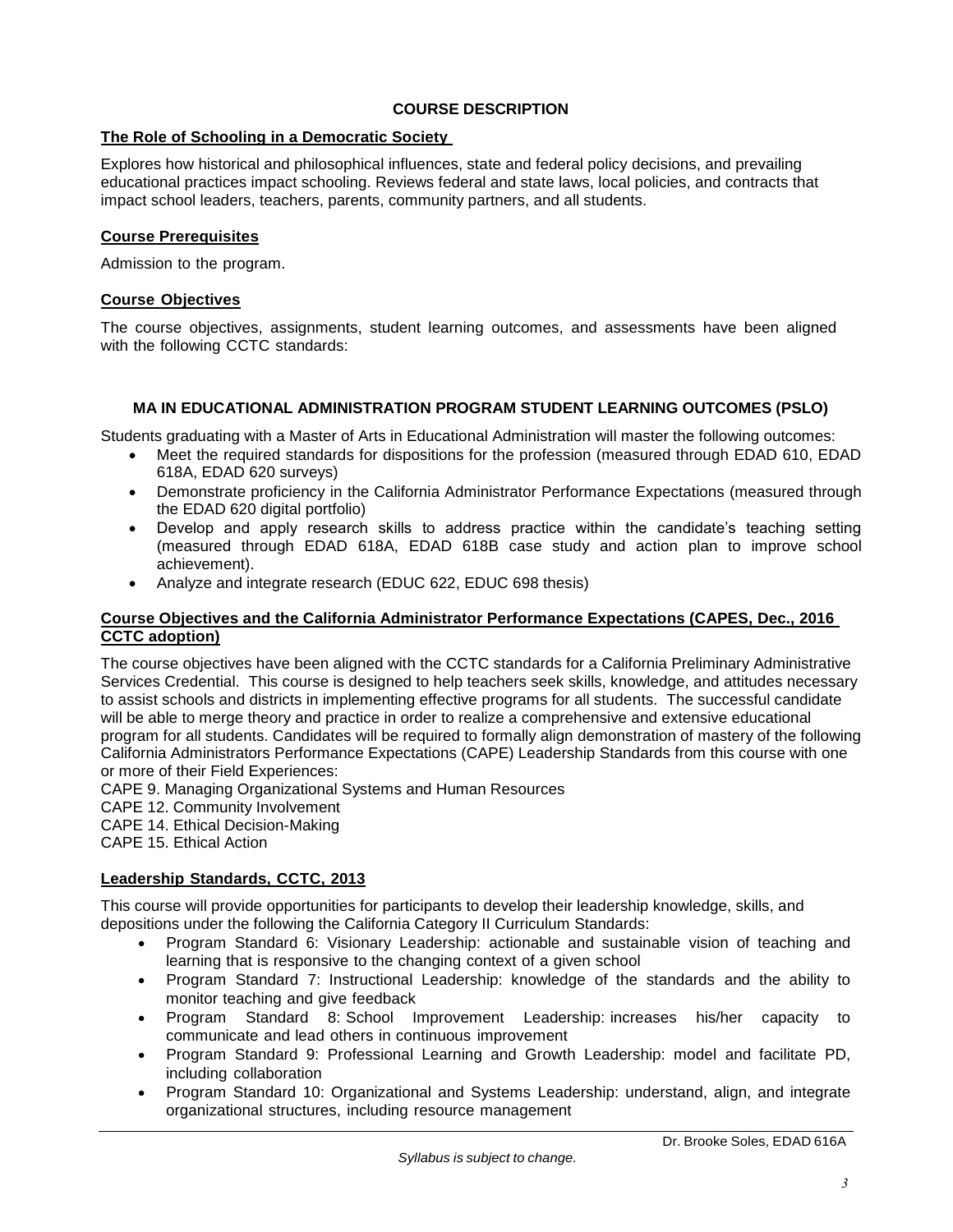## COURSE DESCRIPTION

### The Role of Schooling in a Democratic Society

Explores how historical and philosophical influences, state and federal policy decisions, and prevailing educational practices impact schooling. Reviews federal and state laws, local policies, and contracts that impact school leaders, teachers, parents, community partners, and all students.

### Course Prerequisites

Admission to the program.

### Course Objectives

The course objectives, assignments, student learning outcomes, and assessments have been aligned with the following CCTC standards:

## MA IN EDUCATIONAL ADMINISTRATION PROGRAM STUDENT LEARNING OUTCOMES (PSLO)

Students graduating with a Master of Arts in Educational Administration will master the following outcomes:

- Meet the required standards for dispositions for the profession (measured through EDAD 610, EDAD 618A, EDAD 620 surveys)
- Demonstrate proficiency in the California Administrator Performance Expectations (measured through the EDAD 620 digital portfolio)
- Develop and apply research skills to address practice within the candidate's teaching setting (measured through EDAD 618A, EDAD 618B case study and action plan to improve school achievement).
- Analyze and integrate research (EDUC 622, EDUC 698 thesis)

### Course Objectives and the California Administrator Performance Expectations (CAPES, Dec., 2016 CCTC adoption)

The course objectives have been aligned with the CCTC standards for a California Preliminary Administrative Services Credential. This course is designed to help teachers seek skills, knowledge, and attitudes necessary to assist schools and districts in implementing effective programs for all students. The successful candidate will be able to merge theory and practice in order to realize a comprehensive and extensive educational program for all students. Candidates will be required to formally align demonstration of mastery of the following California Administrators Performance Expectations (CAPE) Leadership Standards from this course with one or more of their Field Experiences:

CAPE 9. Managing Organizational Systems and Human Resources
CAPE 12. Community Involvement
CAPE 14. Ethical Decision-Making
CAPE 15. Ethical Action

### Leadership Standards, CCTC, 2013

This course will provide opportunities for participants to develop their leadership knowledge, skills, and depositions under the following the California Category II Curriculum Standards:

- Program Standard 6: Visionary Leadership: actionable and sustainable vision of teaching and learning that is responsive to the changing context of a given school
- Program Standard 7: Instructional Leadership: knowledge of the standards and the ability to monitor teaching and give feedback
- Program Standard 8: School Improvement Leadership: increases his/her capacity to communicate and lead others in continuous improvement
- Program Standard 9: Professional Learning and Growth Leadership: model and facilitate PD, including collaboration
- Program Standard 10: Organizational and Systems Leadership: understand, align, and integrate organizational structures, including resource management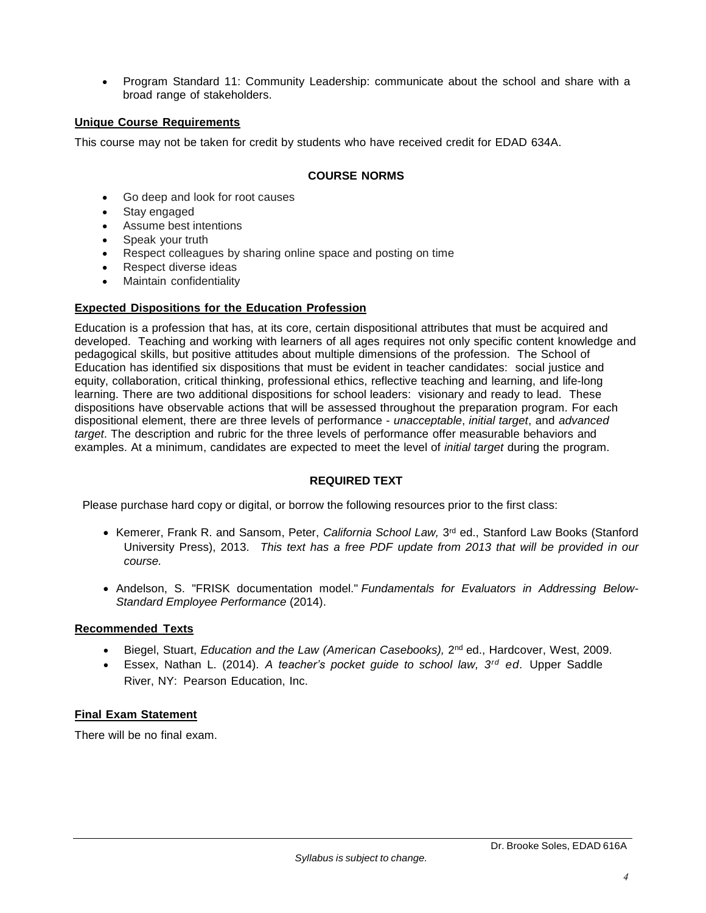- Program Standard 11: Community Leadership: communicate about the school and share with a broad range of stakeholders.

**Unique Course Requirements**

This course may not be taken for credit by students who have received credit for EDAD 634A.

## COURSE NORMS

- Go deep and look for root causes
- Stay engaged
- Assume best intentions
- Speak your truth
- Respect colleagues by sharing online space and posting on time
- Respect diverse ideas
- Maintain confidentiality

**Expected Dispositions for the Education Profession**

Education is a profession that has, at its core, certain dispositional attributes that must be acquired and developed. Teaching and working with learners of all ages requires not only specific content knowledge and pedagogical skills, but positive attitudes about multiple dimensions of the profession. The School of Education has identified six dispositions that must be evident in teacher candidates: social justice and equity, collaboration, critical thinking, professional ethics, reflective teaching and learning, and life-long learning. There are two additional dispositions for school leaders: visionary and ready to lead. These dispositions have observable actions that will be assessed throughout the preparation program. For each dispositional element, there are three levels of performance - *unacceptable*, *initial target*, and *advanced target*. The description and rubric for the three levels of performance offer measurable behaviors and examples. At a minimum, candidates are expected to meet the level of *initial target* during the program.

## REQUIRED TEXT

Please purchase hard copy or digital, or borrow the following resources prior to the first class:

- Kemerer, Frank R. and Sansom, Peter, *California School Law,* 3rd ed., Stanford Law Books (Stanford University Press), 2013. *This text has a free PDF update from 2013 that will be provided in our course.*
- Andelson, S. "FRISK documentation model." *Fundamentals for Evaluators in Addressing Below-Standard Employee Performance* (2014).

**Recommended Texts**

- Biegel, Stuart, *Education and the Law (American Casebooks),* 2nd ed., Hardcover, West, 2009.
- Essex, Nathan L. (2014). *A teacher's pocket guide to school law, 3rd ed.* Upper Saddle River, NY: Pearson Education, Inc.

**Final Exam Statement**

There will be no final exam.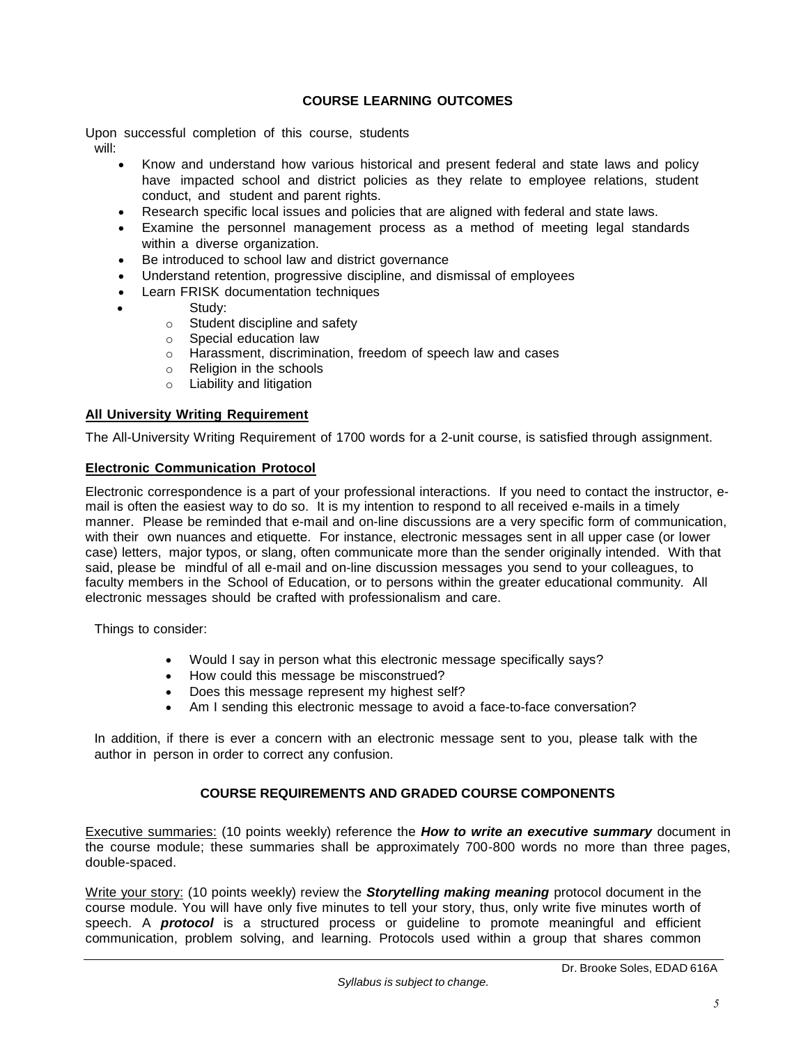## COURSE LEARNING OUTCOMES

Upon successful completion of this course, students will:

- Know and understand how various historical and present federal and state laws and policy have impacted school and district policies as they relate to employee relations, student conduct, and student and parent rights.
- Research specific local issues and policies that are aligned with federal and state laws.
- Examine the personnel management process as a method of meeting legal standards within a diverse organization.
- Be introduced to school law and district governance
- Understand retention, progressive discipline, and dismissal of employees
- Learn FRISK documentation techniques
- Study:
  - Student discipline and safety
  - Special education law
  - Harassment, discrimination, freedom of speech law and cases
  - Religion in the schools
  - Liability and litigation

### All University Writing Requirement

The All-University Writing Requirement of 1700 words for a 2-unit course, is satisfied through assignment.

### Electronic Communication Protocol

Electronic correspondence is a part of your professional interactions. If you need to contact the instructor, e-mail is often the easiest way to do so. It is my intention to respond to all received e-mails in a timely manner. Please be reminded that e-mail and on-line discussions are a very specific form of communication, with their own nuances and etiquette. For instance, electronic messages sent in all upper case (or lower case) letters, major typos, or slang, often communicate more than the sender originally intended. With that said, please be mindful of all e-mail and on-line discussion messages you send to your colleagues, to faculty members in the School of Education, or to persons within the greater educational community. All electronic messages should be crafted with professionalism and care.

Things to consider:

- Would I say in person what this electronic message specifically says?
- How could this message be misconstrued?
- Does this message represent my highest self?
- Am I sending this electronic message to avoid a face-to-face conversation?

In addition, if there is ever a concern with an electronic message sent to you, please talk with the author in person in order to correct any confusion.

## COURSE REQUIREMENTS AND GRADED COURSE COMPONENTS

Executive summaries: (10 points weekly) reference the ***How to write an executive summary*** document in the course module; these summaries shall be approximately 700-800 words no more than three pages, double-spaced.

Write your story: (10 points weekly) review the ***Storytelling making meaning*** protocol document in the course module. You will have only five minutes to tell your story, thus, only write five minutes worth of speech. A ***protocol*** is a structured process or guideline to promote meaningful and efficient communication, problem solving, and learning. Protocols used within a group that shares common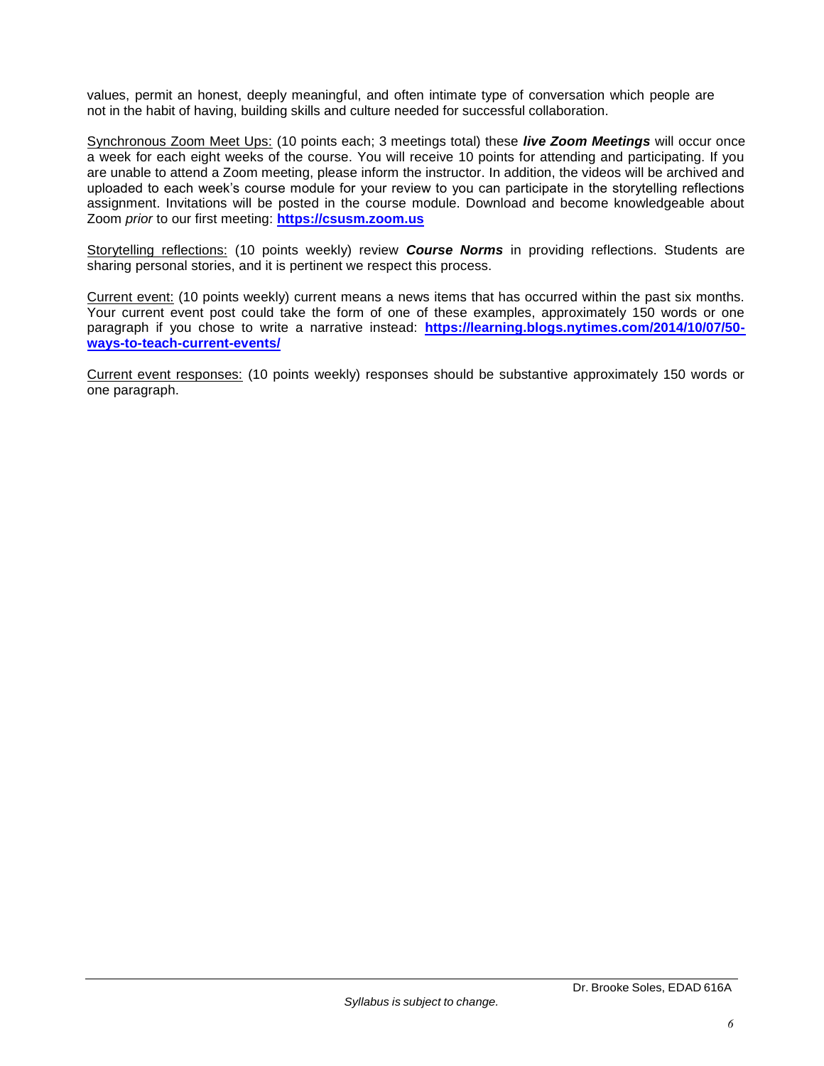values, permit an honest, deeply meaningful, and often intimate type of conversation which people are not in the habit of having, building skills and culture needed for successful collaboration.

<u>Synchronous Zoom Meet Ups:</u> (10 points each; 3 meetings total) these ***live Zoom Meetings*** will occur once a week for each eight weeks of the course. You will receive 10 points for attending and participating. If you are unable to attend a Zoom meeting, please inform the instructor. In addition, the videos will be archived and uploaded to each week's course module for your review to you can participate in the storytelling reflections assignment. Invitations will be posted in the course module. Download and become knowledgeable about Zoom *prior* to our first meeting: **[https://csusm.zoom.us](https://csusm.zoom.us)**

<u>Storytelling reflections:</u> (10 points weekly) review ***Course Norms*** in providing reflections. Students are sharing personal stories, and it is pertinent we respect this process.

<u>Current event:</u> (10 points weekly) current means a news items that has occurred within the past six months. Your current event post could take the form of one of these examples, approximately 150 words or one paragraph if you chose to write a narrative instead: **[https://learning.blogs.nytimes.com/2014/10/07/50-ways-to-teach-current-events/](https://learning.blogs.nytimes.com/2014/10/07/50-ways-to-teach-current-events/)**

<u>Current event responses:</u> (10 points weekly) responses should be substantive approximately 150 words or one paragraph.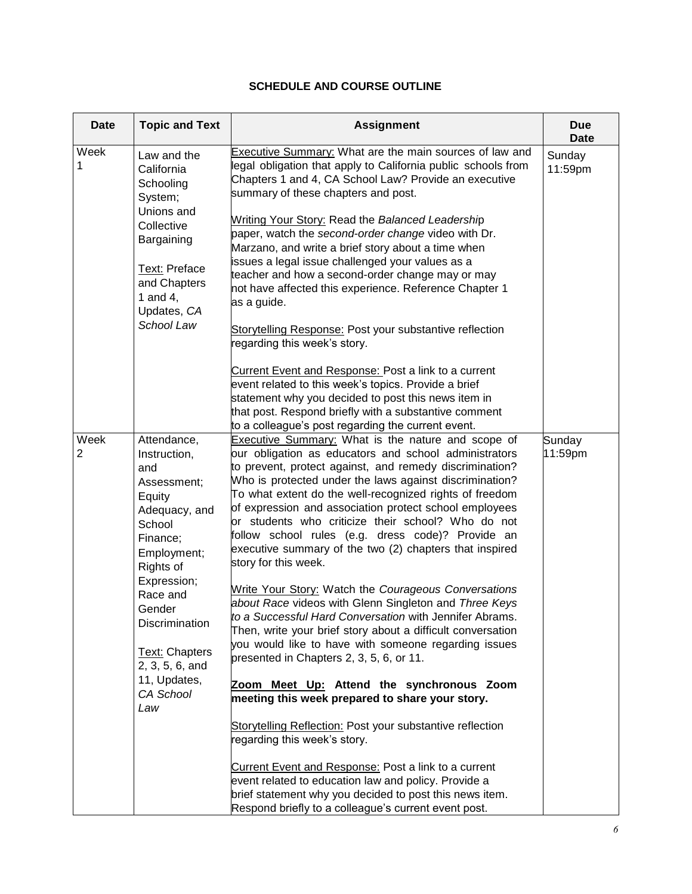**SCHEDULE AND COURSE OUTLINE**

| Date | Topic and Text | Assignment | Due Date |
|---|---|---|---|
| Week 1 | Law and the California Schooling System; Unions and Collective Bargaining<br><br>Text: Preface and Chapters 1 and 4, Updates, *CA School Law* | Executive Summary: What are the main sources of law and legal obligation that apply to California public schools from Chapters 1 and 4, CA School Law? Provide an executive summary of these chapters and post.<br><br>Writing Your Story: Read the *Balanced Leadership* paper, watch the *second-order change* video with Dr. Marzano, and write a brief story about a time when issues a legal issue challenged your values as a teacher and how a second-order change may or may not have affected this experience. Reference Chapter 1 as a guide.<br><br>Storytelling Response: Post your substantive reflection regarding this week's story.<br><br>Current Event and Response: Post a link to a current event related to this week's topics. Provide a brief statement why you decided to post this news item in that post. Respond briefly with a substantive comment to a colleague's post regarding the current event. | Sunday 11:59pm |
| Week 2 | Attendance, Instruction, and Assessment; Equity Adequacy, and School Finance; Employment; Rights of Expression; Race and Gender Discrimination<br><br>Text: Chapters 2, 3, 5, 6, and 11, Updates, *CA School Law* | Executive Summary: What is the nature and scope of our obligation as educators and school administrators to prevent, protect against, and remedy discrimination? Who is protected under the laws against discrimination? To what extent do the well-recognized rights of freedom of expression and association protect school employees or students who criticize their school? Who do not follow school rules (e.g. dress code)? Provide an executive summary of the two (2) chapters that inspired story for this week.<br><br>Write Your Story: Watch the *Courageous Conversations about Race* videos with Glenn Singleton and *Three Keys to a Successful Hard Conversation* with Jennifer Abrams. Then, write your brief story about a difficult conversation you would like to have with someone regarding issues presented in Chapters 2, 3, 5, 6, or 11.<br><br>**Zoom Meet Up: Attend the synchronous Zoom meeting this week prepared to share your story.**<br><br>Storytelling Reflection: Post your substantive reflection regarding this week's story.<br><br>Current Event and Response: Post a link to a current event related to education law and policy. Provide a brief statement why you decided to post this news item. Respond briefly to a colleague's current event post. | Sunday 11:59pm |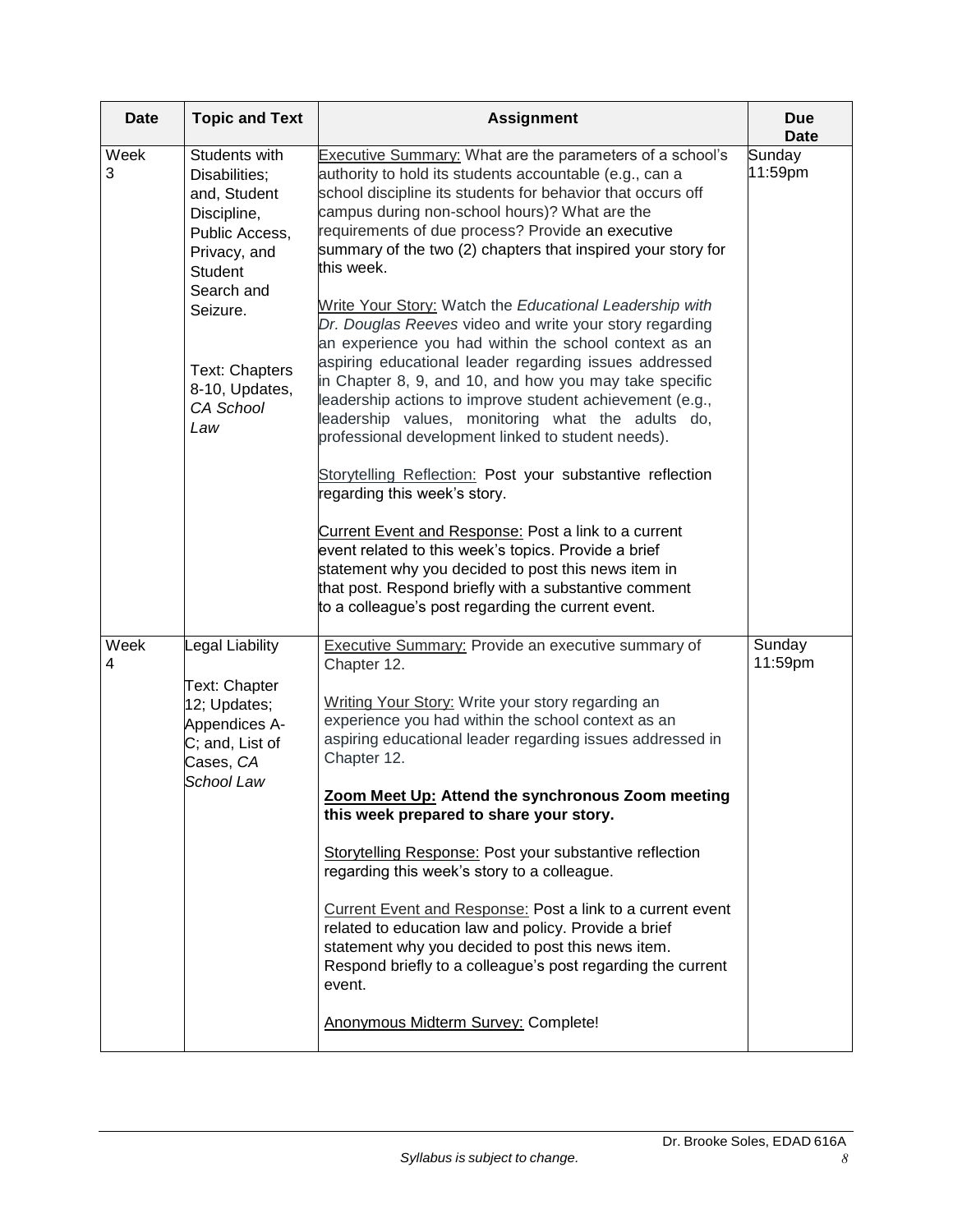| Date | Topic and Text | Assignment | Due Date |
|---|---|---|---|
| Week 3 | Students with Disabilities; and, Student Discipline, Public Access, Privacy, and Student Search and Seizure.<br><br>Text: Chapters 8-10, Updates, *CA School Law* | Executive Summary: What are the parameters of a school's authority to hold its students accountable (e.g., can a school discipline its students for behavior that occurs off campus during non-school hours)? What are the requirements of due process? Provide an executive summary of the two (2) chapters that inspired your story for this week.<br><br>Write Your Story: Watch the *Educational Leadership with Dr. Douglas Reeves* video and write your story regarding an experience you had within the school context as an aspiring educational leader regarding issues addressed in Chapter 8, 9, and 10, and how you may take specific leadership actions to improve student achievement (e.g., leadership values, monitoring what the adults do, professional development linked to student needs).<br><br>Storytelling Reflection: Post your substantive reflection regarding this week's story.<br><br>Current Event and Response: Post a link to a current event related to this week's topics. Provide a brief statement why you decided to post this news item in that post. Respond briefly with a substantive comment to a colleague's post regarding the current event. | Sunday 11:59pm |
| Week 4 | Legal Liability<br><br>Text: Chapter 12; Updates; Appendices A-C; and, List of Cases, *CA School Law* | Executive Summary: Provide an executive summary of Chapter 12.<br><br>Writing Your Story: Write your story regarding an experience you had within the school context as an aspiring educational leader regarding issues addressed in Chapter 12.<br><br>**Zoom Meet Up: Attend the synchronous Zoom meeting this week prepared to share your story.**<br><br>Storytelling Response: Post your substantive reflection regarding this week's story to a colleague.<br><br>Current Event and Response: Post a link to a current event related to education law and policy. Provide a brief statement why you decided to post this news item. Respond briefly to a colleague's post regarding the current event.<br><br>Anonymous Midterm Survey: Complete! | Sunday 11:59pm |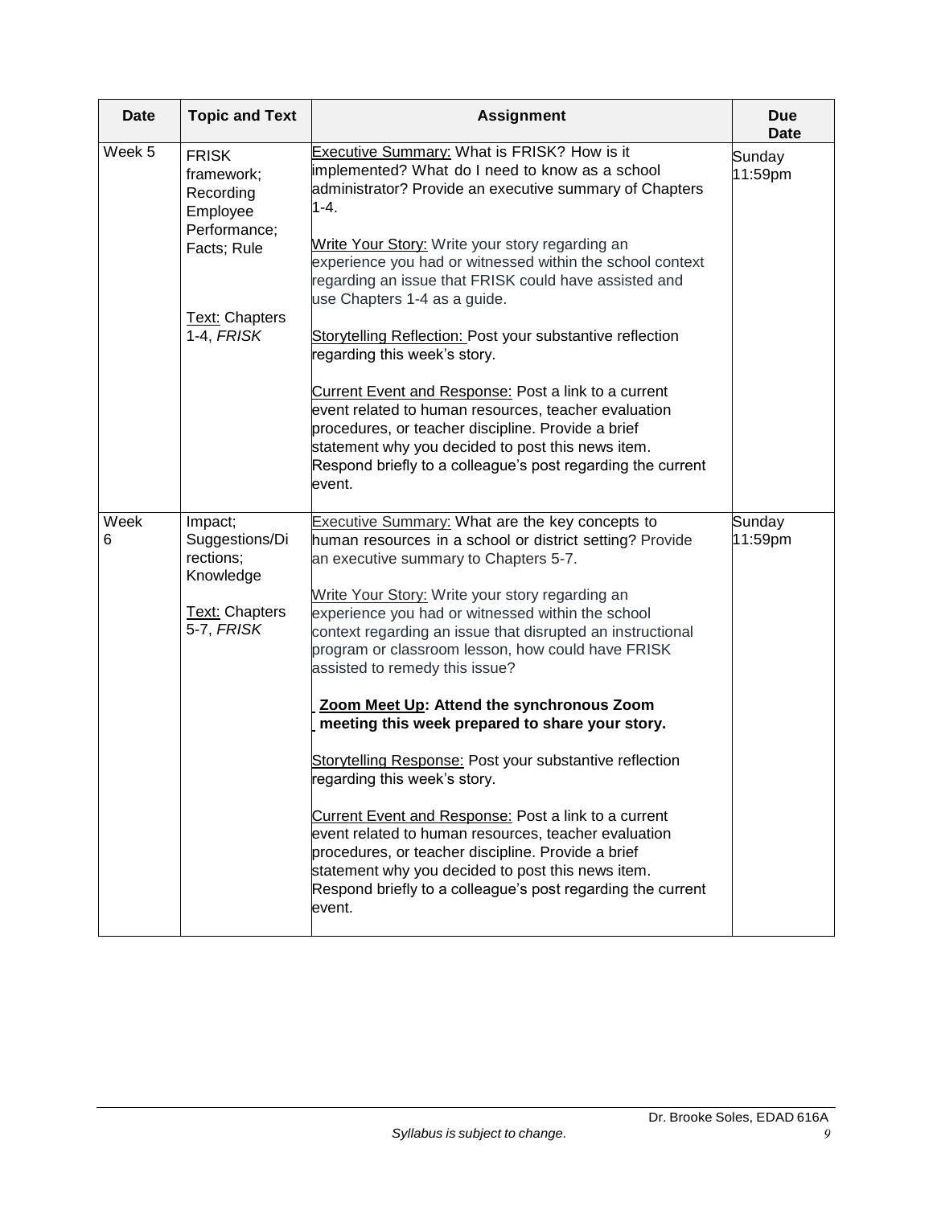| Date | Topic and Text | Assignment | Due Date |
|---|---|---|---|
| Week 5 | FRISK framework; Recording Employee Performance; Facts; Rule<br><br>Text: Chapters 1-4, *FRISK* | Executive Summary: What is FRISK? How is it implemented? What do I need to know as a school administrator? Provide an executive summary of Chapters 1-4.<br><br>Write Your Story: Write your story regarding an experience you had or witnessed within the school context regarding an issue that FRISK could have assisted and use Chapters 1-4 as a guide.<br><br>Storytelling Reflection: Post your substantive reflection regarding this week's story.<br><br>Current Event and Response: Post a link to a current event related to human resources, teacher evaluation procedures, or teacher discipline. Provide a brief statement why you decided to post this news item. Respond briefly to a colleague's post regarding the current event. | Sunday 11:59pm |
| Week 6 | Impact; Suggestions/Directions; Knowledge<br><br>Text: Chapters 5-7, *FRISK* | Executive Summary: What are the key concepts to human resources in a school or district setting? Provide an executive summary to Chapters 5-7.<br><br>Write Your Story: Write your story regarding an experience you had or witnessed within the school context regarding an issue that disrupted an instructional program or classroom lesson, how could have FRISK assisted to remedy this issue?<br><br>**Zoom Meet Up: Attend the synchronous Zoom meeting this week prepared to share your story.**<br><br>Storytelling Response: Post your substantive reflection regarding this week's story.<br><br>Current Event and Response: Post a link to a current event related to human resources, teacher evaluation procedures, or teacher discipline. Provide a brief statement why you decided to post this news item. Respond briefly to a colleague's post regarding the current event. | Sunday 11:59pm |

Dr. Brooke Soles, EDAD 616A

*Syllabus is subject to change.*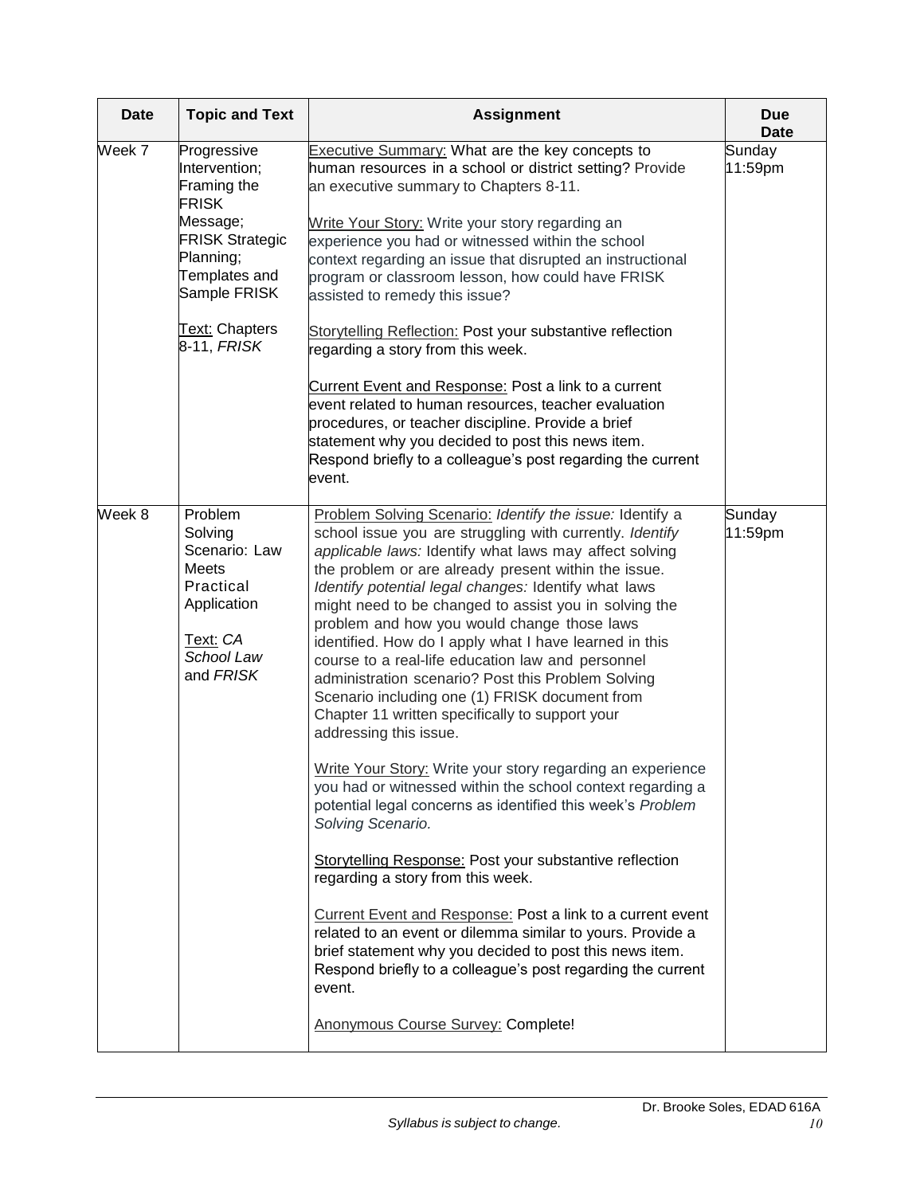| Date | Topic and Text | Assignment | Due Date |
|---|---|---|---|
| Week 7 | Progressive Intervention; Framing the FRISK Message; FRISK Strategic Planning; Templates and Sample FRISK<br><br>Text: Chapters 8-11, *FRISK* | Executive Summary: What are the key concepts to human resources in a school or district setting? Provide an executive summary to Chapters 8-11.<br><br>Write Your Story: Write your story regarding an experience you had or witnessed within the school context regarding an issue that disrupted an instructional program or classroom lesson, how could have FRISK assisted to remedy this issue?<br><br>Storytelling Reflection: Post your substantive reflection regarding a story from this week.<br><br>Current Event and Response: Post a link to a current event related to human resources, teacher evaluation procedures, or teacher discipline. Provide a brief statement why you decided to post this news item. Respond briefly to a colleague's post regarding the current event. | Sunday 11:59pm |
| Week 8 | Problem Solving Scenario: Law Meets Practical Application<br><br>Text: *CA School Law* and *FRISK* | Problem Solving Scenario: *Identify the issue:* Identify a school issue you are struggling with currently. *Identify applicable laws:* Identify what laws may affect solving the problem or are already present within the issue. *Identify potential legal changes:* Identify what laws might need to be changed to assist you in solving the problem and how you would change those laws identified. How do I apply what I have learned in this course to a real-life education law and personnel administration scenario? Post this Problem Solving Scenario including one (1) FRISK document from Chapter 11 written specifically to support your addressing this issue.<br><br>Write Your Story: Write your story regarding an experience you had or witnessed within the school context regarding a potential legal concerns as identified this week's *Problem Solving Scenario.*<br><br>Storytelling Response: Post your substantive reflection regarding a story from this week.<br><br>Current Event and Response: Post a link to a current event related to an event or dilemma similar to yours. Provide a brief statement why you decided to post this news item. Respond briefly to a colleague's post regarding the current event.<br><br>Anonymous Course Survey: Complete! | Sunday 11:59pm |

*Syllabus is subject to change.*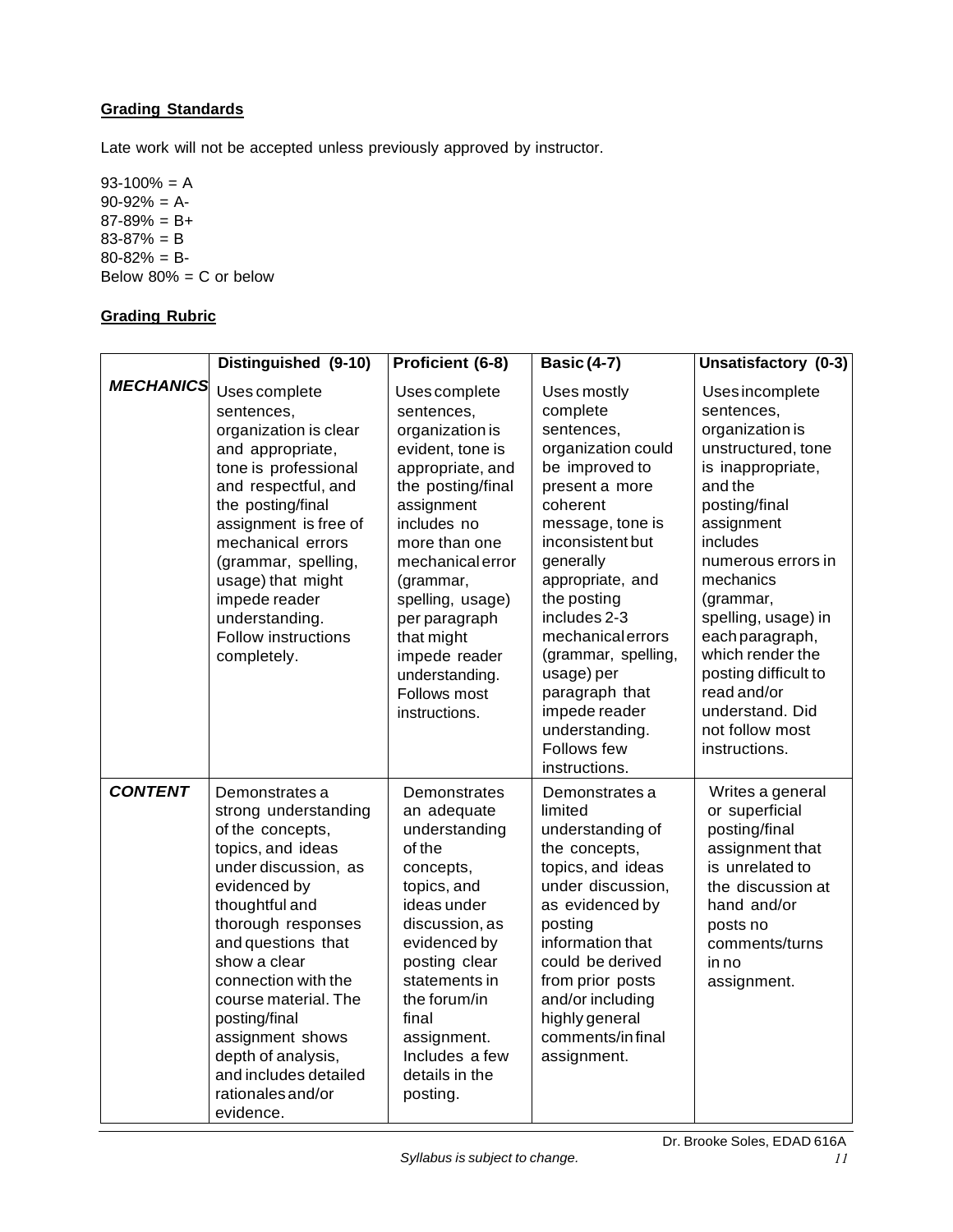**Grading Standards**

Late work will not be accepted unless previously approved by instructor.

93-100% = A
90-92% = A-
87-89% = B+
83-87% = B
80-82% = B-
Below 80% = C or below

**Grading Rubric**

| | Distinguished (9-10) | Proficient (6-8) | Basic (4-7) | Unsatisfactory (0-3) |
|---|---|---|---|---|
| ***MECHANICS*** | Uses complete sentences, organization is clear and appropriate, tone is professional and respectful, and the posting/final assignment is free of mechanical errors (grammar, spelling, usage) that might impede reader understanding. Follow instructions completely. | Uses complete sentences, organization is evident, tone is appropriate, and the posting/final assignment includes no more than one mechanical error (grammar, spelling, usage) per paragraph that might impede reader understanding. Follows most instructions. | Uses mostly complete sentences, organization could be improved to present a more coherent message, tone is inconsistent but generally appropriate, and the posting includes 2-3 mechanical errors (grammar, spelling, usage) per paragraph that impede reader understanding. Follows few instructions. | Uses incomplete sentences, organization is unstructured, tone is inappropriate, and the posting/final assignment includes numerous errors in mechanics (grammar, spelling, usage) in each paragraph, which render the posting difficult to read and/or understand. Did not follow most instructions. |
| ***CONTENT*** | Demonstrates a strong understanding of the concepts, topics, and ideas under discussion, as evidenced by thoughtful and thorough responses and questions that show a clear connection with the course material. The posting/final assignment shows depth of analysis, and includes detailed rationales and/or evidence. | Demonstrates an adequate understanding of the concepts, topics, and ideas under discussion, as evidenced by posting clear statements in the forum/in final assignment. Includes a few details in the posting. | Demonstrates a limited understanding of the concepts, topics, and ideas under discussion, as evidenced by posting information that could be derived from prior posts and/or including highly general comments/in final assignment. | Writes a general or superficial posting/final assignment that is unrelated to the discussion at hand and/or posts no comments/turns in no assignment. |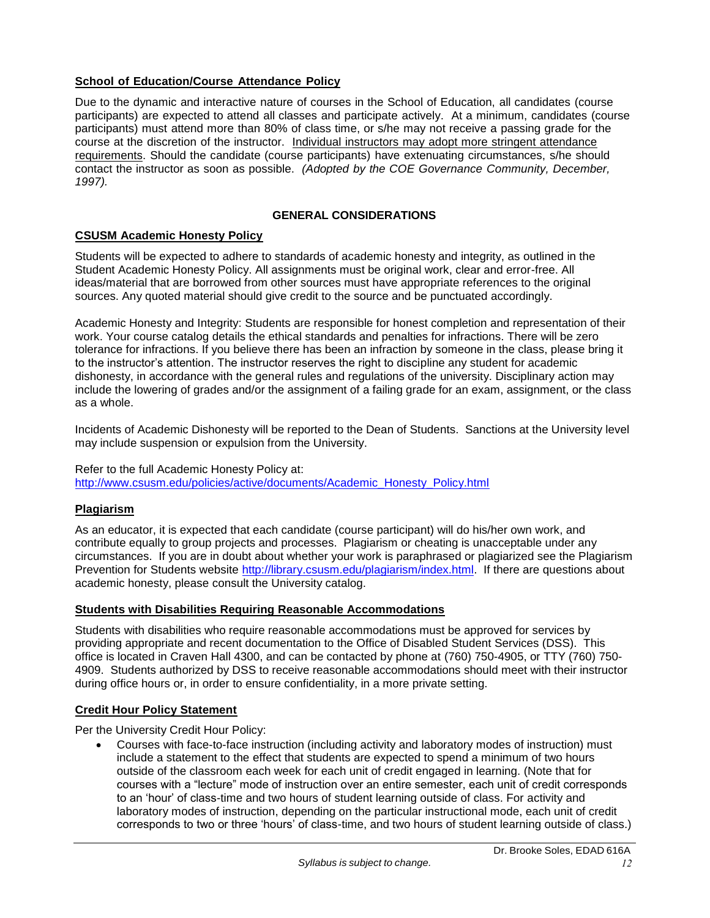**School of Education/Course Attendance Policy**

Due to the dynamic and interactive nature of courses in the School of Education, all candidates (course participants) are expected to attend all classes and participate actively. At a minimum, candidates (course participants) must attend more than 80% of class time, or s/he may not receive a passing grade for the course at the discretion of the instructor. Individual instructors may adopt more stringent attendance requirements. Should the candidate (course participants) have extenuating circumstances, s/he should contact the instructor as soon as possible. *(Adopted by the COE Governance Community, December, 1997).*

## GENERAL CONSIDERATIONS

**CSUSM Academic Honesty Policy**

Students will be expected to adhere to standards of academic honesty and integrity, as outlined in the Student Academic Honesty Policy. All assignments must be original work, clear and error-free. All ideas/material that are borrowed from other sources must have appropriate references to the original sources. Any quoted material should give credit to the source and be punctuated accordingly.

Academic Honesty and Integrity: Students are responsible for honest completion and representation of their work. Your course catalog details the ethical standards and penalties for infractions. There will be zero tolerance for infractions. If you believe there has been an infraction by someone in the class, please bring it to the instructor's attention. The instructor reserves the right to discipline any student for academic dishonesty, in accordance with the general rules and regulations of the university. Disciplinary action may include the lowering of grades and/or the assignment of a failing grade for an exam, assignment, or the class as a whole.

Incidents of Academic Dishonesty will be reported to the Dean of Students. Sanctions at the University level may include suspension or expulsion from the University.

Refer to the full Academic Honesty Policy at:
http://www.csusm.edu/policies/active/documents/Academic_Honesty_Policy.html

**Plagiarism**

As an educator, it is expected that each candidate (course participant) will do his/her own work, and contribute equally to group projects and processes. Plagiarism or cheating is unacceptable under any circumstances. If you are in doubt about whether your work is paraphrased or plagiarized see the Plagiarism Prevention for Students website http://library.csusm.edu/plagiarism/index.html. If there are questions about academic honesty, please consult the University catalog.

**Students with Disabilities Requiring Reasonable Accommodations**

Students with disabilities who require reasonable accommodations must be approved for services by providing appropriate and recent documentation to the Office of Disabled Student Services (DSS). This office is located in Craven Hall 4300, and can be contacted by phone at (760) 750-4905, or TTY (760) 750-4909. Students authorized by DSS to receive reasonable accommodations should meet with their instructor during office hours or, in order to ensure confidentiality, in a more private setting.

**Credit Hour Policy Statement**

Per the University Credit Hour Policy:

- Courses with face-to-face instruction (including activity and laboratory modes of instruction) must include a statement to the effect that students are expected to spend a minimum of two hours outside of the classroom each week for each unit of credit engaged in learning. (Note that for courses with a "lecture" mode of instruction over an entire semester, each unit of credit corresponds to an 'hour' of class-time and two hours of student learning outside of class. For activity and laboratory modes of instruction, depending on the particular instructional mode, each unit of credit corresponds to two or three 'hours' of class-time, and two hours of student learning outside of class.)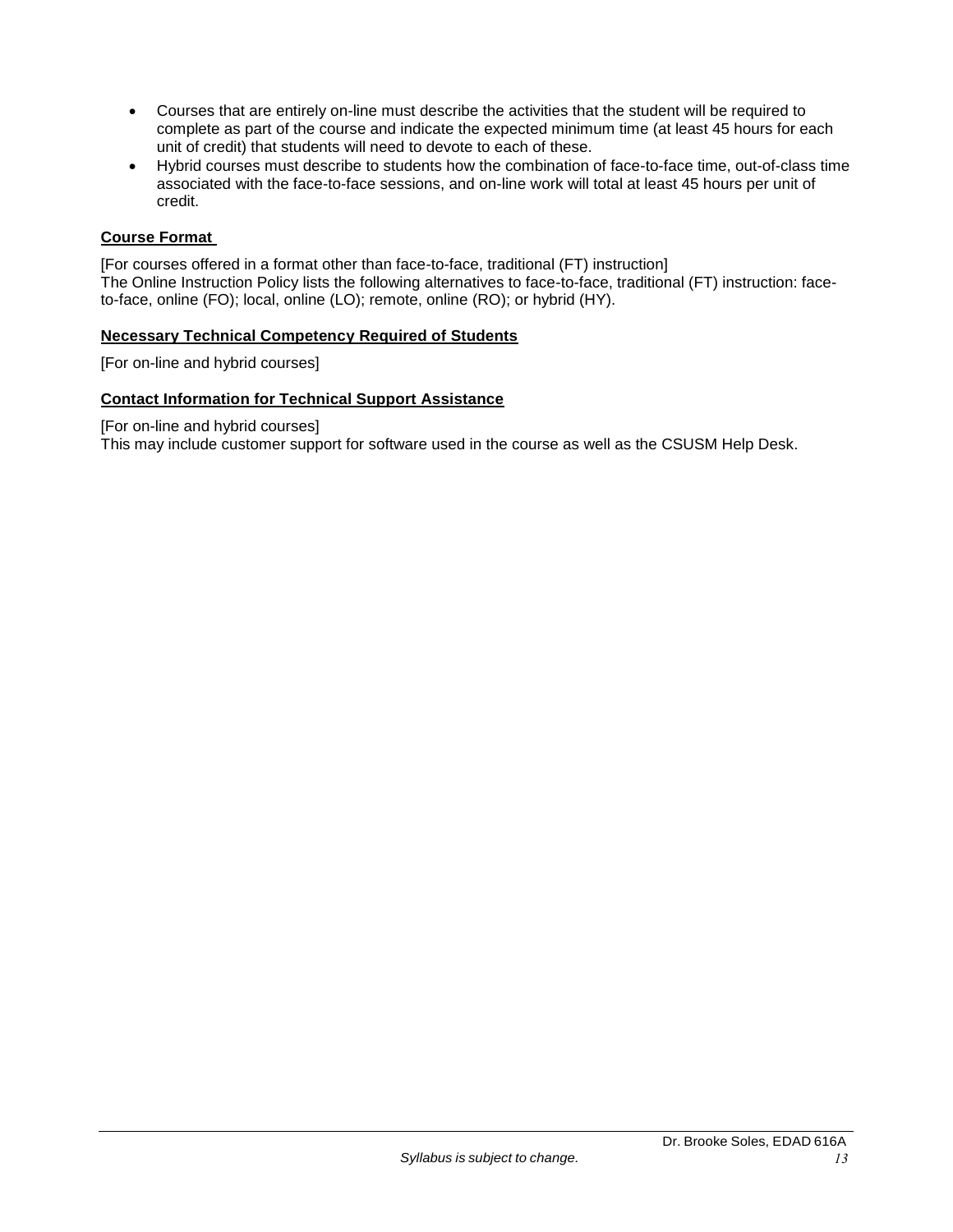- Courses that are entirely on-line must describe the activities that the student will be required to complete as part of the course and indicate the expected minimum time (at least 45 hours for each unit of credit) that students will need to devote to each of these.
- Hybrid courses must describe to students how the combination of face-to-face time, out-of-class time associated with the face-to-face sessions, and on-line work will total at least 45 hours per unit of credit.

**Course Format**

[For courses offered in a format other than face-to-face, traditional (FT) instruction]
The Online Instruction Policy lists the following alternatives to face-to-face, traditional (FT) instruction: face-to-face, online (FO); local, online (LO); remote, online (RO); or hybrid (HY).

**Necessary Technical Competency Required of Students**

[For on-line and hybrid courses]

**Contact Information for Technical Support Assistance**

[For on-line and hybrid courses]
This may include customer support for software used in the course as well as the CSUSM Help Desk.